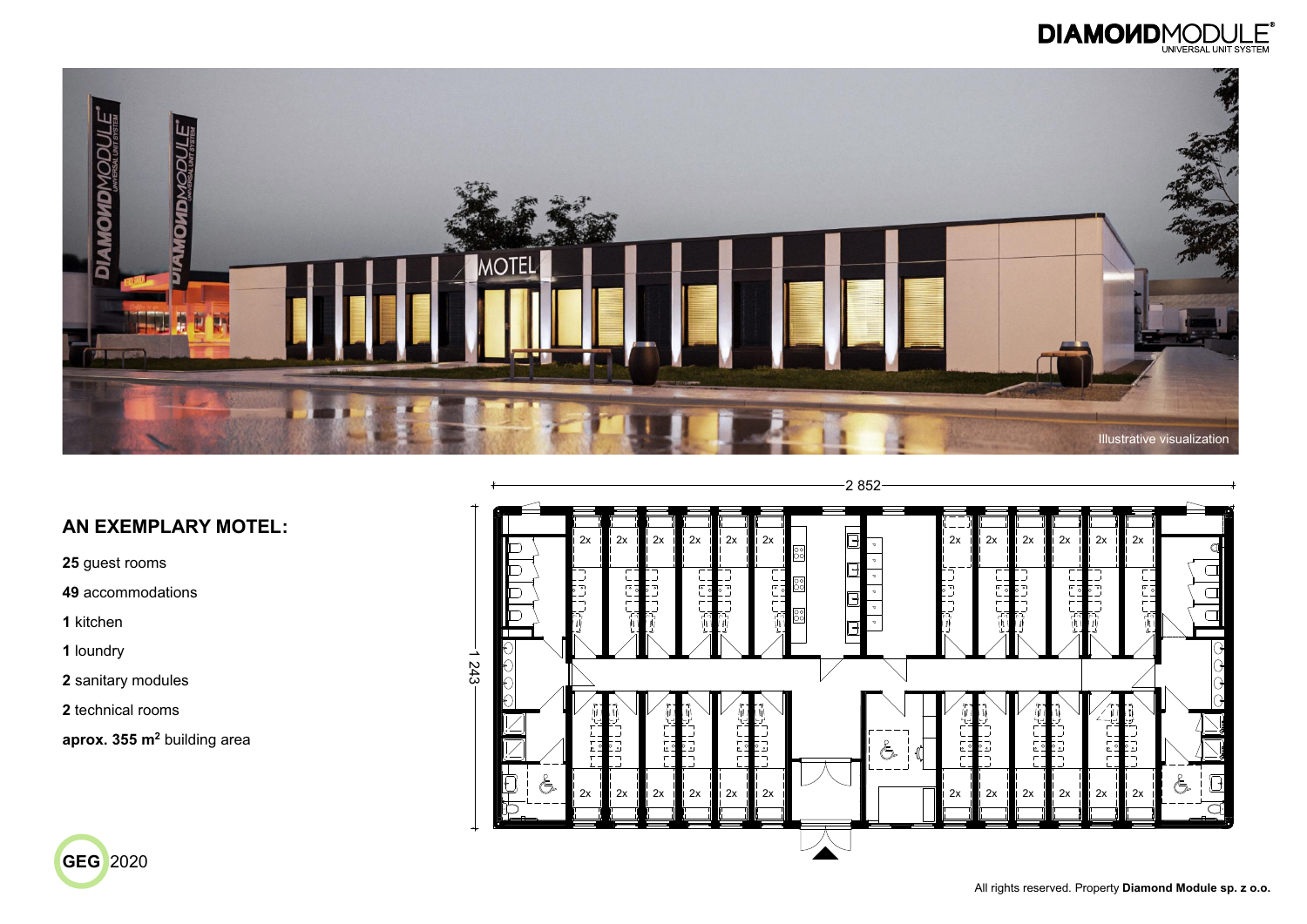## AN EXEMPLARY MOTEL:

**25** guest rooms

**49** accommodations

**1** kitchen

**1** loundry

**2** sanitary modules

**2** technical rooms

**aprox. 355 m²** building area

Illustrative visualization

GEG 2020

All rights reserved. Property **Diamond Module sp. z o.o.**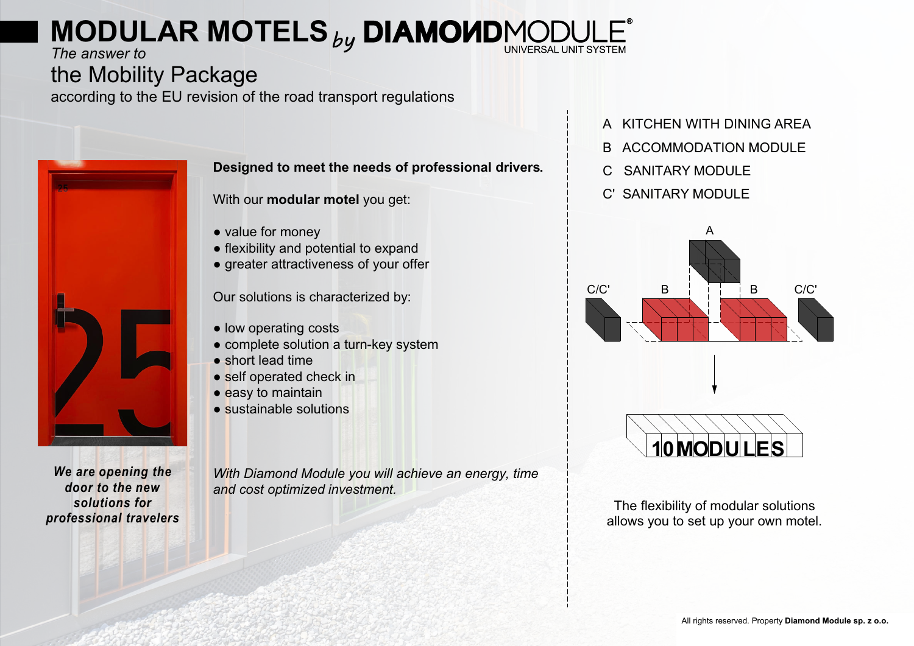# MODULAR MOTELS *by* DIAMONDMODULE®

UNIVERSAL UNIT SYSTEM

*The answer to*

## the Mobility Package

according to the EU revision of the road transport regulations

**Designed to meet the needs of professional drivers.**

With our **modular motel** you get:

- value for money
- flexibility and potential to expand
- greater attractiveness of your offer

Our solutions is characterized by:

- low operating costs
- complete solution a turn-key system
- short lead time
- self operated check in
- easy to maintain
- sustainable solutions

***We are opening the door to the new solutions for professional travelers***

*With Diamond Module you will achieve an energy, time and cost optimized investment.*

A KITCHEN WITH DINING AREA

B ACCOMMODATION MODULE

C SANITARY MODULE

C' SANITARY MODULE

A

C/C'

B

B

C/C'

10 MODULES

The flexibility of modular solutions allows you to set up your own motel.

All rights reserved. Property **Diamond Module sp. z o.o.**